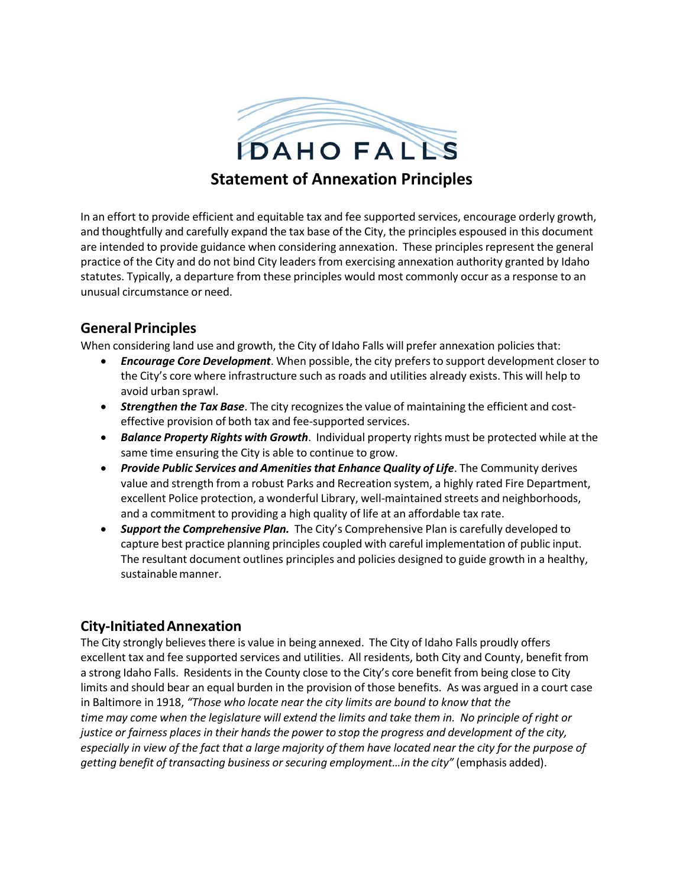IDAHO FALLS

# Statement of Annexation Principles

In an effort to provide efficient and equitable tax and fee supported services, encourage orderly growth, and thoughtfully and carefully expand the tax base of the City, the principles espoused in this document are intended to provide guidance when considering annexation. These principles represent the general practice of the City and do not bind City leaders from exercising annexation authority granted by Idaho statutes. Typically, a departure from these principles would most commonly occur as a response to an unusual circumstance or need.

## General Principles

When considering land use and growth, the City of Idaho Falls will prefer annexation policies that:

- ***Encourage Core Development***. When possible, the city prefers to support development closer to the City's core where infrastructure such as roads and utilities already exists. This will help to avoid urban sprawl.
- ***Strengthen the Tax Base***. The city recognizes the value of maintaining the efficient and cost-effective provision of both tax and fee-supported services.
- ***Balance Property Rights with Growth***. Individual property rights must be protected while at the same time ensuring the City is able to continue to grow.
- ***Provide Public Services and Amenities that Enhance Quality of Life***. The Community derives value and strength from a robust Parks and Recreation system, a highly rated Fire Department, excellent Police protection, a wonderful Library, well-maintained streets and neighborhoods, and a commitment to providing a high quality of life at an affordable tax rate.
- ***Support the Comprehensive Plan.*** The City's Comprehensive Plan is carefully developed to capture best practice planning principles coupled with careful implementation of public input. The resultant document outlines principles and policies designed to guide growth in a healthy, sustainable manner.

## City-Initiated Annexation

The City strongly believes there is value in being annexed. The City of Idaho Falls proudly offers excellent tax and fee supported services and utilities. All residents, both City and County, benefit from a strong Idaho Falls. Residents in the County close to the City's core benefit from being close to City limits and should bear an equal burden in the provision of those benefits. As was argued in a court case in Baltimore in 1918, *"Those who locate near the city limits are bound to know that the time may come when the legislature will extend the limits and take them in. No principle of right or justice or fairness places in their hands the power to stop the progress and development of the city, especially in view of the fact that a large majority of them have located near the city for the purpose of getting benefit of transacting business or securing employment…in the city"* (emphasis added).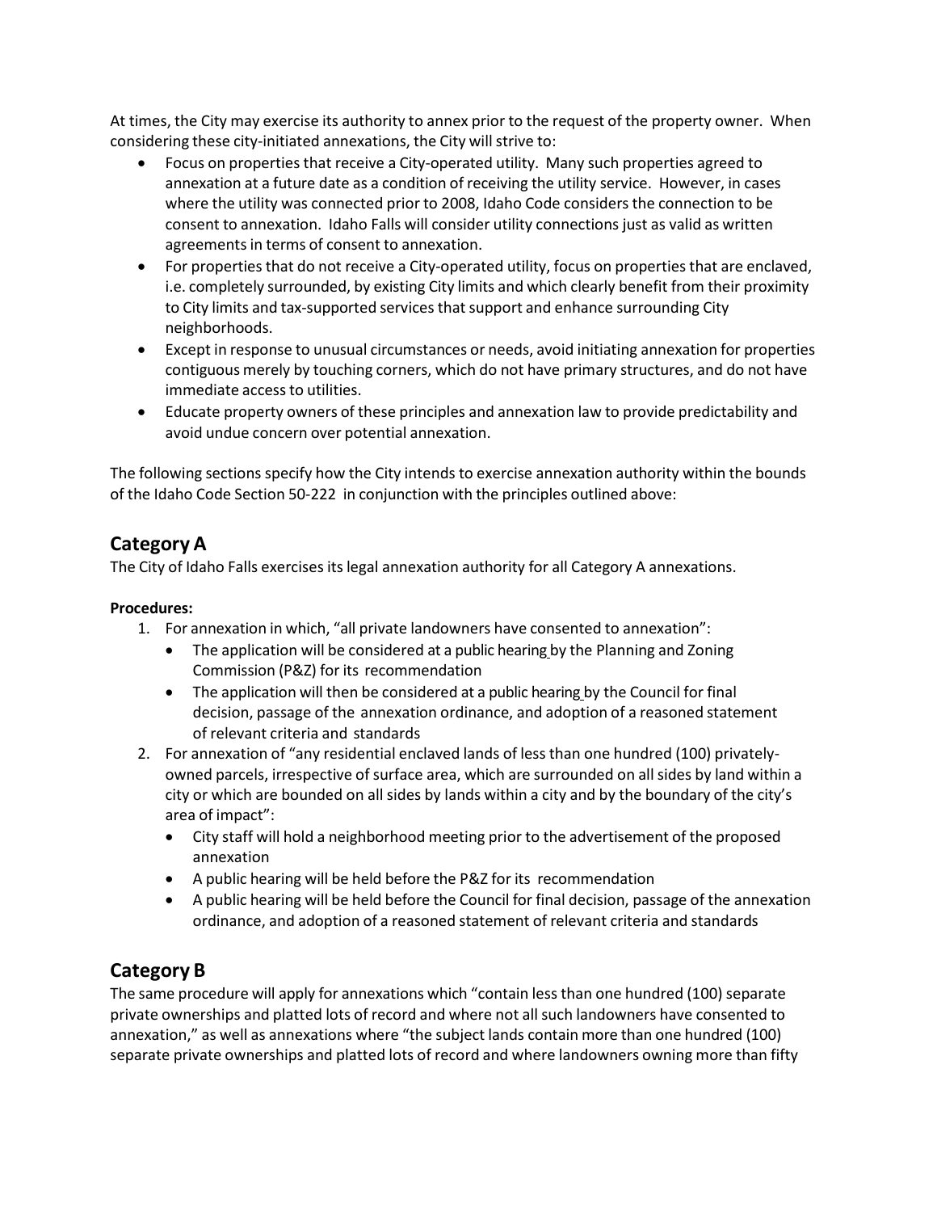At times, the City may exercise its authority to annex prior to the request of the property owner. When considering these city-initiated annexations, the City will strive to:

- Focus on properties that receive a City-operated utility. Many such properties agreed to annexation at a future date as a condition of receiving the utility service. However, in cases where the utility was connected prior to 2008, Idaho Code considers the connection to be consent to annexation. Idaho Falls will consider utility connections just as valid as written agreements in terms of consent to annexation.
- For properties that do not receive a City-operated utility, focus on properties that are enclaved, i.e. completely surrounded, by existing City limits and which clearly benefit from their proximity to City limits and tax-supported services that support and enhance surrounding City neighborhoods.
- Except in response to unusual circumstances or needs, avoid initiating annexation for properties contiguous merely by touching corners, which do not have primary structures, and do not have immediate access to utilities.
- Educate property owners of these principles and annexation law to provide predictability and avoid undue concern over potential annexation.

The following sections specify how the City intends to exercise annexation authority within the bounds of the Idaho Code Section 50-222 in conjunction with the principles outlined above:

## Category A

The City of Idaho Falls exercises its legal annexation authority for all Category A annexations.

**Procedures:**

1. For annexation in which, "all private landowners have consented to annexation":
   - The application will be considered at a public hearing by the Planning and Zoning Commission (P&Z) for its recommendation
   - The application will then be considered at a public hearing by the Council for final decision, passage of the annexation ordinance, and adoption of a reasoned statement of relevant criteria and standards
2. For annexation of "any residential enclaved lands of less than one hundred (100) privately-owned parcels, irrespective of surface area, which are surrounded on all sides by land within a city or which are bounded on all sides by lands within a city and by the boundary of the city's area of impact":
   - City staff will hold a neighborhood meeting prior to the advertisement of the proposed annexation
   - A public hearing will be held before the P&Z for its recommendation
   - A public hearing will be held before the Council for final decision, passage of the annexation ordinance, and adoption of a reasoned statement of relevant criteria and standards

## Category B

The same procedure will apply for annexations which "contain less than one hundred (100) separate private ownerships and platted lots of record and where not all such landowners have consented to annexation," as well as annexations where "the subject lands contain more than one hundred (100) separate private ownerships and platted lots of record and where landowners owning more than fifty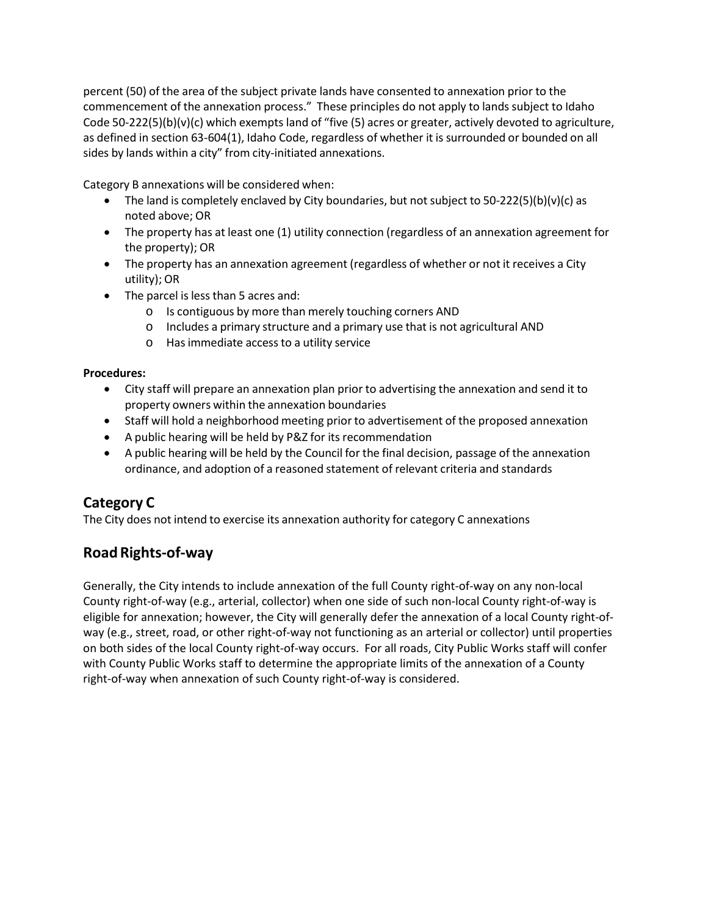percent (50) of the area of the subject private lands have consented to annexation prior to the commencement of the annexation process." These principles do not apply to lands subject to Idaho Code 50-222(5)(b)(v)(c) which exempts land of "five (5) acres or greater, actively devoted to agriculture, as defined in section 63-604(1), Idaho Code, regardless of whether it is surrounded or bounded on all sides by lands within a city" from city-initiated annexations.

Category B annexations will be considered when:

- The land is completely enclaved by City boundaries, but not subject to 50-222(5)(b)(v)(c) as noted above; OR
- The property has at least one (1) utility connection (regardless of an annexation agreement for the property); OR
- The property has an annexation agreement (regardless of whether or not it receives a City utility); OR
- The parcel is less than 5 acres and:
  - Is contiguous by more than merely touching corners AND
  - Includes a primary structure and a primary use that is not agricultural AND
  - Has immediate access to a utility service

**Procedures:**

- City staff will prepare an annexation plan prior to advertising the annexation and send it to property owners within the annexation boundaries
- Staff will hold a neighborhood meeting prior to advertisement of the proposed annexation
- A public hearing will be held by P&Z for its recommendation
- A public hearing will be held by the Council for the final decision, passage of the annexation ordinance, and adoption of a reasoned statement of relevant criteria and standards

## Category C

The City does not intend to exercise its annexation authority for category C annexations

## Road Rights-of-way

Generally, the City intends to include annexation of the full County right-of-way on any non-local County right-of-way (e.g., arterial, collector) when one side of such non-local County right-of-way is eligible for annexation; however, the City will generally defer the annexation of a local County right-of-way (e.g., street, road, or other right-of-way not functioning as an arterial or collector) until properties on both sides of the local County right-of-way occurs. For all roads, City Public Works staff will confer with County Public Works staff to determine the appropriate limits of the annexation of a County right-of-way when annexation of such County right-of-way is considered.